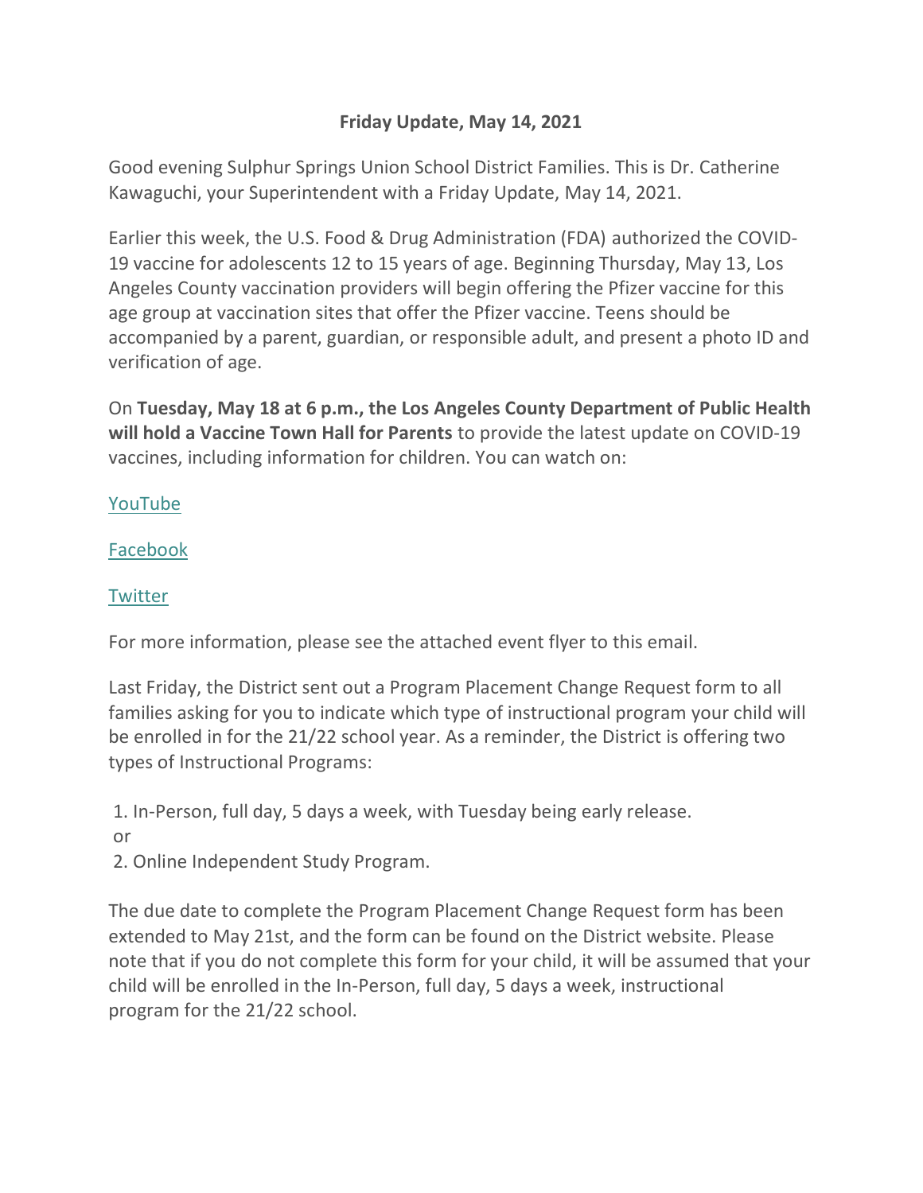**Friday Update, May 14, 2021**

Good evening Sulphur Springs Union School District Families. This is Dr. Catherine Kawaguchi, your Superintendent with a Friday Update, May 14, 2021.

Earlier this week, the U.S. Food & Drug Administration (FDA) authorized the COVID-19 vaccine for adolescents 12 to 15 years of age. Beginning Thursday, May 13, Los Angeles County vaccination providers will begin offering the Pfizer vaccine for this age group at vaccination sites that offer the Pfizer vaccine. Teens should be accompanied by a parent, guardian, or responsible adult, and present a photo ID and verification of age.

On **Tuesday, May 18 at 6 p.m., the Los Angeles County Department of Public Health will hold a Vaccine Town Hall for Parents** to provide the latest update on COVID-19 vaccines, including information for children. You can watch on:

YouTube

Facebook

Twitter

For more information, please see the attached event flyer to this email.

Last Friday, the District sent out a Program Placement Change Request form to all families asking for you to indicate which type of instructional program your child will be enrolled in for the 21/22 school year. As a reminder, the District is offering two types of Instructional Programs:

1. In-Person, full day, 5 days a week, with Tuesday being early release.

or

2. Online Independent Study Program.

The due date to complete the Program Placement Change Request form has been extended to May 21st, and the form can be found on the District website. Please note that if you do not complete this form for your child, it will be assumed that your child will be enrolled in the In-Person, full day, 5 days a week, instructional program for the 21/22 school.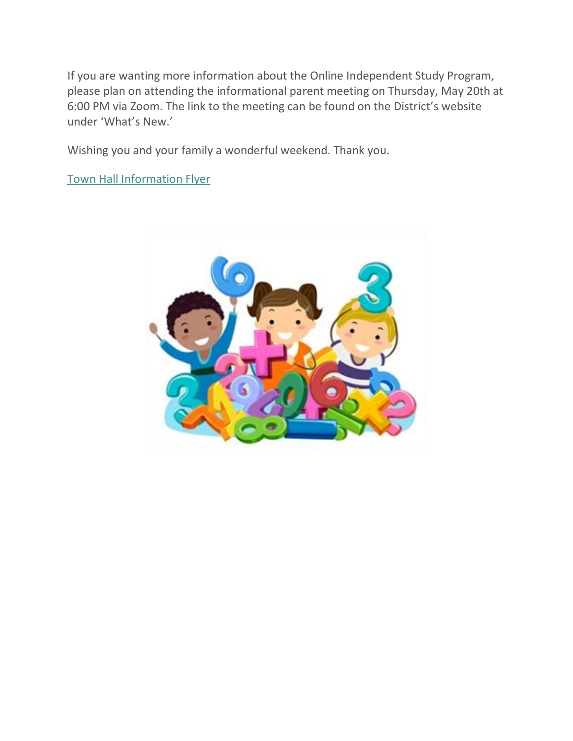If you are wanting more information about the Online Independent Study Program, please plan on attending the informational parent meeting on Thursday, May 20th at 6:00 PM via Zoom. The link to the meeting can be found on the District's website under 'What's New.'

Wishing you and your family a wonderful weekend. Thank you.

Town Hall Information Flyer